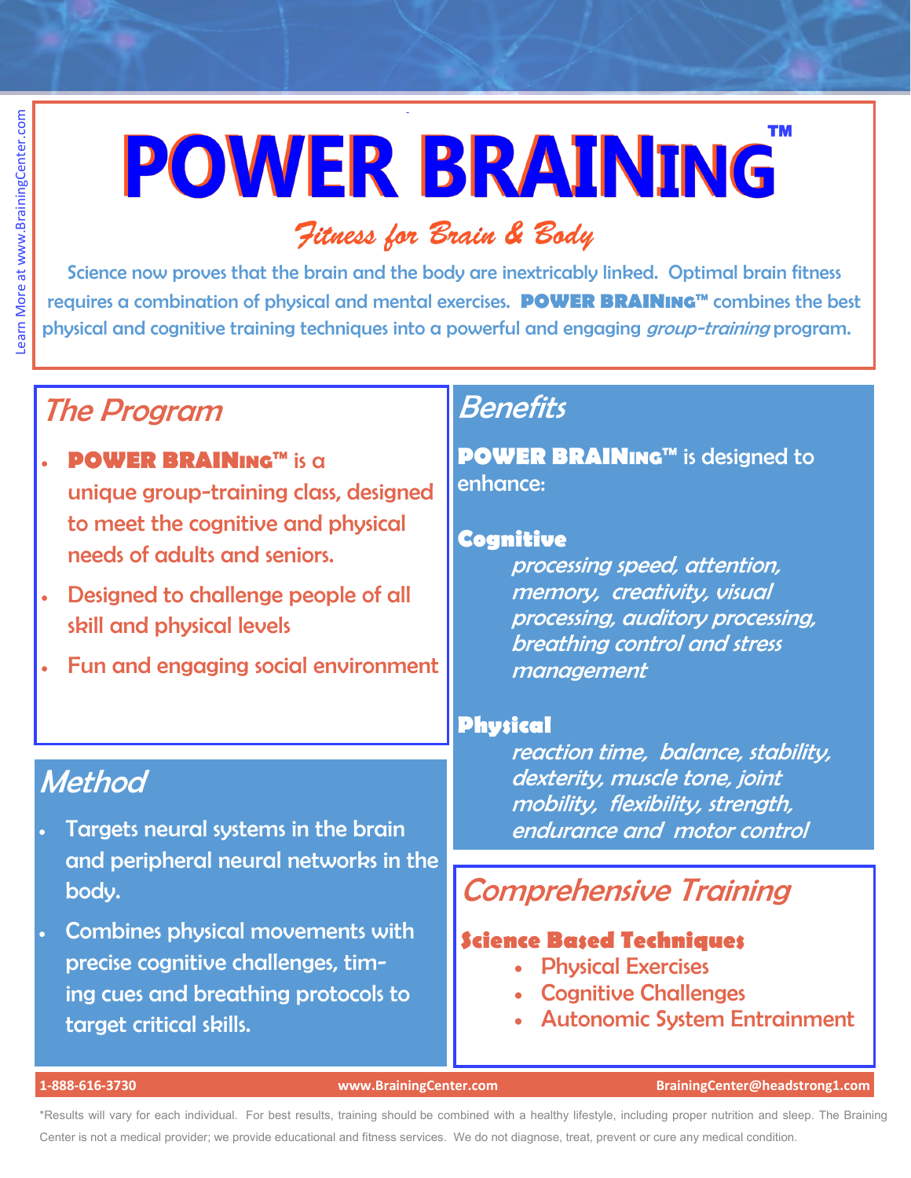# POWER BRAINING™

*Fitness for Brain & Body*

Science now proves that the brain and the body are inextricably linked. Optimal brain fitness requires a combination of physical and mental exercises. **POWER BRAINING™** combines the best physical and cognitive training techniques into a powerful and engaging *group-training* program.

## The Program

- **POWER BRAINING™** is a unique group-training class, designed to meet the cognitive and physical needs of adults and seniors.
- Designed to challenge people of all skill and physical levels
- Fun and engaging social environment

## Method

- Targets neural systems in the brain and peripheral neural networks in the body.
- Combines physical movements with precise cognitive challenges, timing cues and breathing protocols to target critical skills.

## Benefits

**POWER BRAINING™** is designed to enhance:

### Cognitive

*processing speed, attention, memory, creativity, visual processing, auditory processing, breathing control and stress management*

### Physical

*reaction time, balance, stability, dexterity, muscle tone, joint mobility, flexibility, strength, endurance and motor control*

## Comprehensive Training

### Science Based Techniques

- Physical Exercises
- Cognitive Challenges
- Autonomic System Entrainment

Learn More at www.BrainingCenter.com

1-888-616-3730 | www.BrainingCenter.com | BrainingCenter@headstrong1.com

*Results will vary for each individual. For best results, training should be combined with a healthy lifestyle, including proper nutrition and sleep. The Braining Center is not a medical provider; we provide educational and fitness services. We do not diagnose, treat, prevent or cure any medical condition.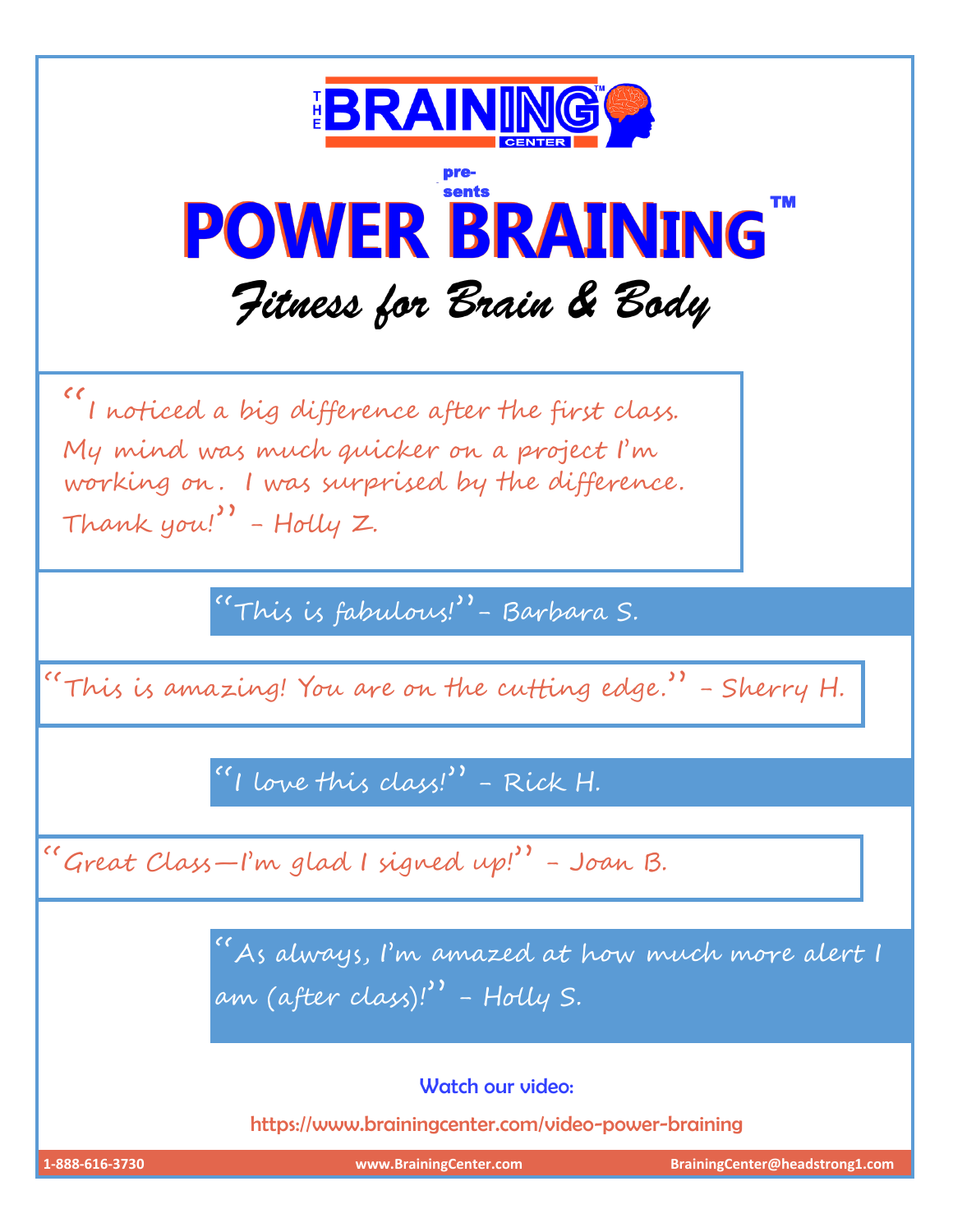THE BRAINING™ CENTER

presents

# POWER BRAINING™

## *Fitness for Brain & Body*

"I noticed a big difference after the first class. My mind was much quicker on a project I'm working on. I was surprised by the difference. Thank you!" – Holly Z.

"This is fabulous!" – Barbara S.

"This is amazing! You are on the cutting edge." – Sherry H.

"I love this class!" – Rick H.

"Great Class—I'm glad I signed up!" – Joan B.

"As always, I'm amazed at how much more alert I am (after class)!" – Holly S.

Watch our video:

https://www.brainingcenter.com/video-power-braining

**1-888-616-3730** **www.BrainingCenter.com** **BrainingCenter@headstrong1.com**